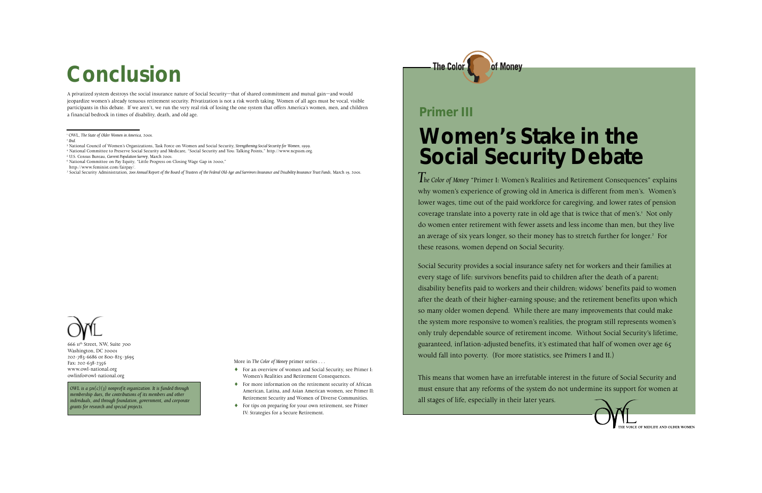# Conclusion

A privatized system destroys the social insurance nature of Social Security—that of shared commitment and mutual gain—and would jeopardize women's already tenuous retirement security. Privatization is not a risk worth taking. Women of all ages must be vocal, visible participants in this debate. If we aren't, we run the very real risk of losing the one system that offers America's women, men, and children a financial bedrock in times of disability, death, and old age.

---

[1] OWL, *The State of Older Women in America*, 2001.
[2] *Ibid.*
[3] National Council of Women's Organizations, Task Force on Women and Social Security, *Strengthening Social Security for Women*, 1999.
[4] National Committee to Preserve Social Security and Medicare, "Social Security and You: Talking Points," http://www.ncpssm.org.
[5] U.S. Census Bureau, *Current Population Survey*, March 2001.
[6] National Committee on Pay Equity, "Little Progress on Closing Wage Gap in 2000," http://www.feminist.com/fairpay/.
[7] Social Security Administration, *2001 Annual Report of the Board of Trustees of the Federal Old-Age and Survivors Insurance and Disability Insurance Trust Funds*, March 19, 2001.

OWL
666 11th Street, NW, Suite 700
Washington, DC 20001
202-783-6686 or 800-825-3695
Fax: 202-638-2356
www.owl-national.org
owlinfo@owl-national.org

*OWL is a 501(c)(3) nonprofit organization. It is funded through membership dues, the contributions of its members and other individuals, and through foundation, government, and corporate grants for research and special projects.*

More in *The Color of Money* primer series . . .

- For an overview of women and Social Security, see Primer I: Women's Realities and Retirement Consequences.
- For more information on the retirement security of African American, Latina, and Asian American women, see Primer II: Retirement Security and Women of Diverse Communities.
- For tips on preparing for your own retirement, see Primer IV: Strategies for a Secure Retirement.

The Color of Money

## Primer III

# Women's Stake in the Social Security Debate

*The Color of Money* "Primer I: Women's Realities and Retirement Consequences" explains why women's experience of growing old in America is different from men's. Women's lower wages, time out of the paid workforce for caregiving, and lower rates of pension coverage translate into a poverty rate in old age that is twice that of men's.[1] Not only do women enter retirement with fewer assets and less income than men, but they live an average of six years longer, so their money has to stretch further for longer.[2] For these reasons, women depend on Social Security.

Social Security provides a social insurance safety net for workers and their families at every stage of life: survivors benefits paid to children after the death of a parent; disability benefits paid to workers and their children; widows' benefits paid to women after the death of their higher-earning spouse; and the retirement benefits upon which so many older women depend. While there are many improvements that could make the system more responsive to women's realities, the program still represents women's only truly dependable source of retirement income. Without Social Security's lifetime, guaranteed, inflation-adjusted benefits, it's estimated that half of women over age 65 would fall into poverty. (For more statistics, see Primers I and II.)

This means that women have an irrefutable interest in the future of Social Security and must ensure that any reforms of the system do not undermine its support for women at all stages of life, especially in their later years.

OWL — THE VOICE OF MIDLIFE AND OLDER WOMEN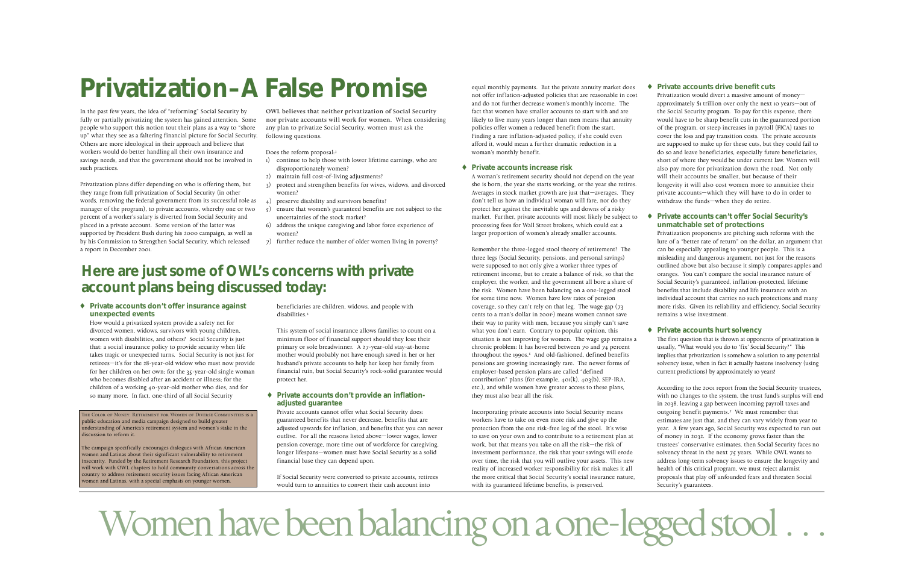# Privatization–A False Promise

In the past few years, the idea of "reforming" Social Security by fully or partially privatizing the system has gained attention. Some people who support this notion tout their plans as a way to "shore up" what they see as a faltering financial picture for Social Security. Others are more ideological in their approach and believe that workers would do better handling all their own insurance and savings needs, and that the government should not be involved in such practices.

Privatization plans differ depending on who is offering them, but they range from full privatization of Social Security (in other words, removing the federal government from its successful role as manager of the program), to private accounts, whereby one or two percent of a worker's salary is diverted from Social Security and placed in a private account. Some version of the latter was supported by President Bush during his 2000 campaign, as well as by his Commission to Strengthen Social Security, which released a report in December 2001.

**OWL believes that neither privatization of Social Security nor private accounts will work for women.** When considering any plan to privatize Social Security, women must ask the following questions.

Does the reform proposal:[3]

1) continue to help those with lower lifetime earnings, who are disproportionately women?
2) maintain full cost-of-living adjustments?
3) protect and strengthen benefits for wives, widows, and divorced women?
4) preserve disability and survivors benefits?
5) ensure that women's guaranteed benefits are not subject to the uncertainties of the stock market?
6) address the unique caregiving and labor force experience of women?
7) further reduce the number of older women living in poverty?

## Here are just some of OWL's concerns with private account plans being discussed today:

### ♦ Private accounts don't offer insurance against unexpected events

How would a privatized system provide a safety net for divorced women, widows, survivors with young children, women with disabilities, and others? Social Security is just that: a social insurance policy to provide security when life takes tragic or unexpected turns. Social Security is not just for retirees—it's for the 28-year-old widow who must now provide for her children on her own; for the 35-year-old single woman who becomes disabled after an accident or illness; for the children of a working 40-year-old mother who dies, and for so many more. In fact, one-third of all Social Security beneficiaries are children, widows, and people with disabilities.[4]

This system of social insurance allows families to count on a minimum floor of financial support should they lose their primary or sole breadwinner. A 27-year-old stay-at-home mother would probably not have enough saved in her or her husband's private accounts to help her keep her family from financial ruin, but Social Security's rock-solid guarantee would protect her.

### ♦ Private accounts don't provide an inflation-adjusted guarantee

Private accounts cannot offer what Social Security does: guaranteed benefits that never decrease, benefits that are adjusted upwards for inflation, and benefits that you can never outlive. For all the reasons listed above—lower wages, lower pension coverage, more time out of workforce for caregiving, longer lifespans—women must have Social Security as a solid financial base they can depend upon.

If Social Security were converted to private accounts, retirees would turn to annuities to convert their cash account into equal monthly payments. But the private annuity market does not offer inflation-adjusted policies that are reasonable in cost and do not further decrease women's monthly income. The fact that women have smaller accounts to start with and are likely to live many years longer than men means that annuity policies offer women a reduced benefit from the start. Finding a rare inflation-adjusted policy, if she could even afford it, would mean a further dramatic reduction in a woman's monthly benefit.

### ♦ Private accounts increase risk

A woman's retirement security should not depend on the year she is born, the year she starts working, or the year she retires. Averages in stock market growth are just that—averages. They don't tell us how an individual woman will fare, nor do they protect her against the inevitable ups and downs of a risky market. Further, private accounts will most likely be subject to processing fees for Wall Street brokers, which could eat a larger proportion of women's already smaller accounts.

Remember the three-legged stool theory of retirement? The three legs (Social Security, pensions, and personal savings) were supposed to not only give a worker three types of retirement income, but to create a balance of risk, so that the employer, the worker, and the government all bore a share of the risk. Women have been balancing on a one-legged stool for some time now. Women have low rates of pension coverage, so they can't rely on that leg. The wage gap (73 cents to a man's dollar in 2001[5]) means women cannot save their way to parity with men, because you simply can't save what you don't earn. Contrary to popular opinion, this situation is not improving for women. The wage gap remains a chronic problem: It has hovered between 70 and 74 percent throughout the 1990s.[6] And old-fashioned, defined benefits pensions are growing increasingly rare. The newer forms of employer-based pension plans are called "defined contribution" plans (for example, 401(k), 403(b), SEP-IRA, etc.), and while women have greater access to these plans, they must also bear all the risk.

Incorporating private accounts into Social Security means workers have to take on even more risk and give up the protection from the one risk-free leg of the stool. It's wise to save on your own and to contribute to a retirement plan at work, but that means you take on all the risk—the risk of investment performance, the risk that your savings will erode over time, the risk that you will outlive your assets. This new reality of increased worker responsibility for risk makes it all the more critical that Social Security's social insurance nature, with its guaranteed lifetime benefits, is preserved.

### ♦ Private accounts drive benefit cuts

Privatization would divert a massive amount of money—approximately $1 trillion over only the next 10 years—out of the Social Security program. To pay for this expense, there would have to be sharp benefit cuts in the guaranteed portion of the program, or steep increases in payroll (FICA) taxes to cover the loss and pay transition costs. The private accounts are supposed to make up for these cuts, but they could fail to do so and leave beneficiaries, especially future beneficiaries, short of where they would be under current law. Women will also pay more for privatization down the road. Not only will their accounts be smaller, but because of their longevity it will also cost women more to annuitize their private accounts—which they will have to do in order to withdraw the funds—when they do retire.

### ♦ Private accounts can't offer Social Security's unmatchable set of protections

Privatization proponents are pitching such reforms with the lure of a "better rate of return" on the dollar, an argument that can be especially appealing to younger people. This is a misleading and dangerous argument, not just for the reasons outlined above but also because it simply compares apples and oranges. You can't compare the social insurance nature of Social Security's guaranteed, inflation-protected, lifetime benefits that include disability and life insurance with an individual account that carries no such protections and many more risks. Given its reliability and efficiency, Social Security remains a wise investment.

### ♦ Private accounts hurt solvency

The first question that is thrown at opponents of privatization is usually, "What would you do to 'fix' Social Security?" This implies that privatization is somehow a solution to any potential solvency issue, when in fact it actually hastens insolvency (using current predictions) by approximately 10 years!

According to the 2001 report from the Social Security trustees, with no changes to the system, the trust fund's surplus will end in 2038, leaving a gap between incoming payroll taxes and outgoing benefit payments.[7] We must remember that estimates are just that, and they can vary widely from year to year. A few years ago, Social Security was expected to run out of money in 2032. If the economy grows faster than the trustees' conservative estimates, then Social Security faces no solvency threat in the next 75 years. While OWL wants to address long-term solvency issues to ensure the longevity and health of this critical program, we must reject alarmist proposals that play off unfounded fears and threaten Social Security's guarantees.

The Color of Money: Retirement for Women of Diverse Communities is a public education and media campaign designed to build greater understanding of America's retirement system and women's stake in the discussion to reform it.

The campaign specifically encourages dialogues with African American women and Latinas about their significant vulnerability to retirement insecurity. Funded by the Retirement Research Foundation, this project will work with OWL chapters to hold community conversations across the country to address retirement security issues facing African American women and Latinas, with a special emphasis on younger women.

Women have been balancing on a one-legged stool . . .